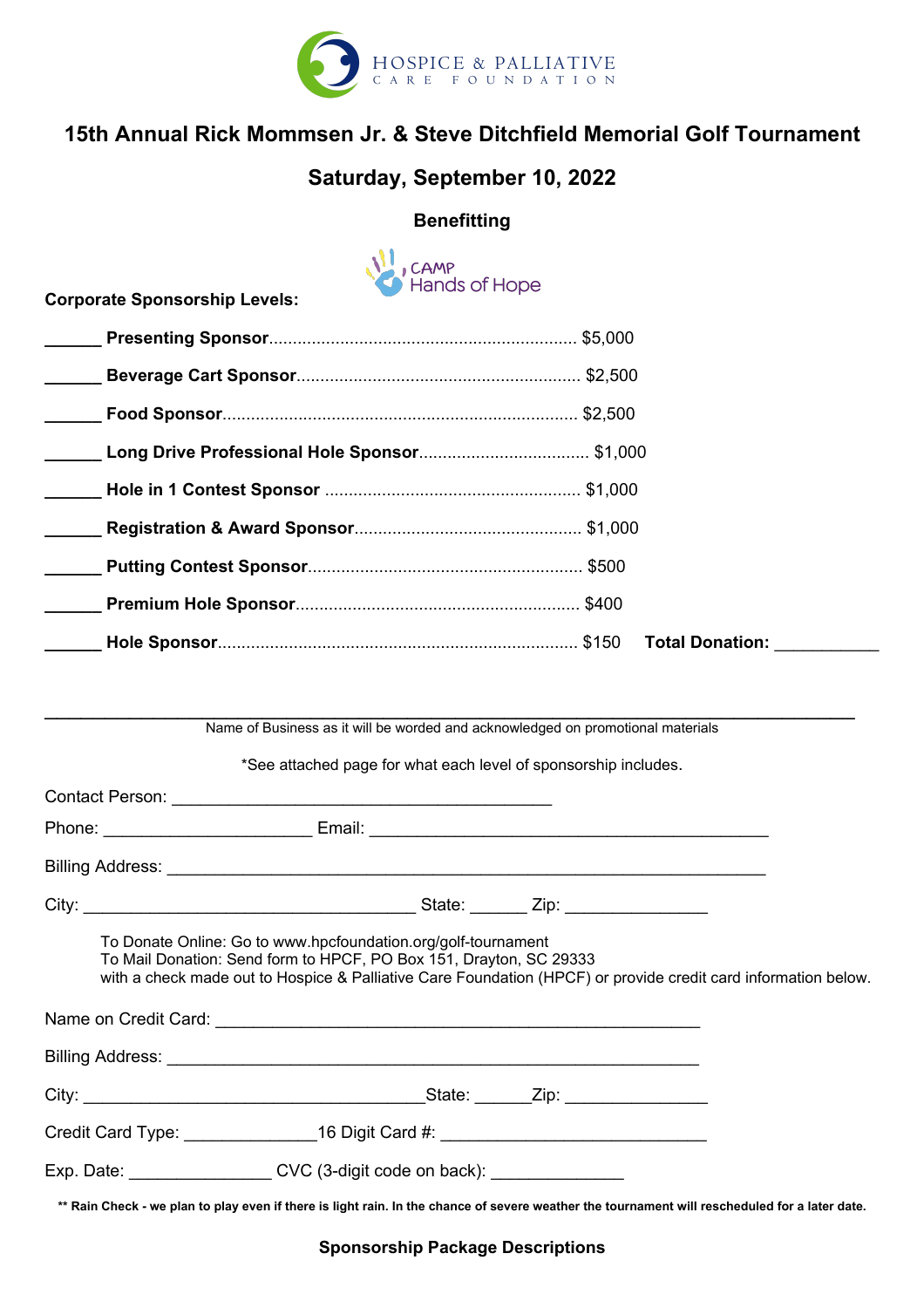HOSPICE & PALLIATIVE
CARE FOUNDATION

# 15th Annual Rick Mommsen Jr. & Steve Ditchfield Memorial Golf Tournament

## Saturday, September 10, 2022

### Benefitting

CAMP Hands of Hope

**Corporate Sponsorship Levels:**

______ **Presenting Sponsor**................................................................ $5,000

______ **Beverage Cart Sponsor**........................................................... $2,500

______ **Food Sponsor**.......................................................................... $2,500

______ **Long Drive Professional Hole Sponsor**................................... $1,000

______ **Hole in 1 Contest Sponsor** ..................................................... $1,000

______ **Registration & Award Sponsor**................................................ $1,000

______ **Putting Contest Sponsor**......................................................... $500

______ **Premium Hole Sponsor**........................................................... $400

______ **Hole Sponsor**........................................................................... $150 **Total Donation:** ___________

_____________________________________________________________________________

Name of Business as it will be worded and acknowledged on promotional materials

*See attached page for what each level of sponsorship includes.

Contact Person: _________________________________________

Phone: ______________________ Email: __________________________________________

Billing Address: _________________________________________________________________

City: ___________________________________ State: ______ Zip: _______________

To Donate Online: Go to www.hpcfoundation.org/golf-tournament
To Mail Donation: Send form to HPCF, PO Box 151, Drayton, SC 29333
with a check made out to Hospice & Palliative Care Foundation (HPCF) or provide credit card information below.

Name on Credit Card: ____________________________________________________

Billing Address: _________________________________________________________

City: ____________________________________State: ______Zip: _______________

Credit Card Type: ______________16 Digit Card #: ____________________________

Exp. Date: _______________ CVC (3-digit code on back): ______________

**** Rain Check - we plan to play even if there is light rain. In the chance of severe weather the tournament will rescheduled for a later date.**

**Sponsorship Package Descriptions**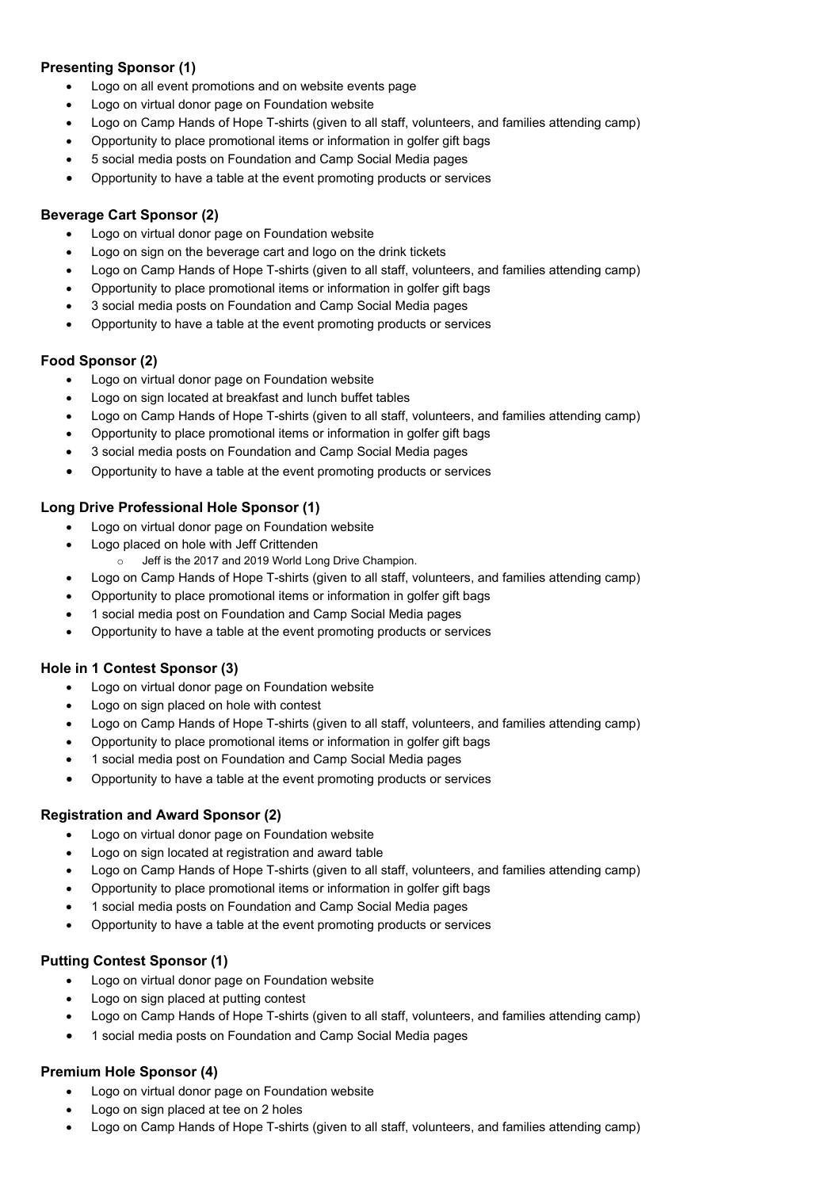**Presenting Sponsor (1)**

- Logo on all event promotions and on website events page
- Logo on virtual donor page on Foundation website
- Logo on Camp Hands of Hope T-shirts (given to all staff, volunteers, and families attending camp)
- Opportunity to place promotional items or information in golfer gift bags
- 5 social media posts on Foundation and Camp Social Media pages
- Opportunity to have a table at the event promoting products or services

**Beverage Cart Sponsor (2)**

- Logo on virtual donor page on Foundation website
- Logo on sign on the beverage cart and logo on the drink tickets
- Logo on Camp Hands of Hope T-shirts (given to all staff, volunteers, and families attending camp)
- Opportunity to place promotional items or information in golfer gift bags
- 3 social media posts on Foundation and Camp Social Media pages
- Opportunity to have a table at the event promoting products or services

**Food Sponsor (2)**

- Logo on virtual donor page on Foundation website
- Logo on sign located at breakfast and lunch buffet tables
- Logo on Camp Hands of Hope T-shirts (given to all staff, volunteers, and families attending camp)
- Opportunity to place promotional items or information in golfer gift bags
- 3 social media posts on Foundation and Camp Social Media pages
- Opportunity to have a table at the event promoting products or services

**Long Drive Professional Hole Sponsor (1)**

- Logo on virtual donor page on Foundation website
- Logo placed on hole with Jeff Crittenden
  - Jeff is the 2017 and 2019 World Long Drive Champion.
- Logo on Camp Hands of Hope T-shirts (given to all staff, volunteers, and families attending camp)
- Opportunity to place promotional items or information in golfer gift bags
- 1 social media post on Foundation and Camp Social Media pages
- Opportunity to have a table at the event promoting products or services

**Hole in 1 Contest Sponsor (3)**

- Logo on virtual donor page on Foundation website
- Logo on sign placed on hole with contest
- Logo on Camp Hands of Hope T-shirts (given to all staff, volunteers, and families attending camp)
- Opportunity to place promotional items or information in golfer gift bags
- 1 social media post on Foundation and Camp Social Media pages
- Opportunity to have a table at the event promoting products or services

**Registration and Award Sponsor (2)**

- Logo on virtual donor page on Foundation website
- Logo on sign located at registration and award table
- Logo on Camp Hands of Hope T-shirts (given to all staff, volunteers, and families attending camp)
- Opportunity to place promotional items or information in golfer gift bags
- 1 social media posts on Foundation and Camp Social Media pages
- Opportunity to have a table at the event promoting products or services

**Putting Contest Sponsor (1)**

- Logo on virtual donor page on Foundation website
- Logo on sign placed at putting contest
- Logo on Camp Hands of Hope T-shirts (given to all staff, volunteers, and families attending camp)
- 1 social media posts on Foundation and Camp Social Media pages

**Premium Hole Sponsor (4)**

- Logo on virtual donor page on Foundation website
- Logo on sign placed at tee on 2 holes
- Logo on Camp Hands of Hope T-shirts (given to all staff, volunteers, and families attending camp)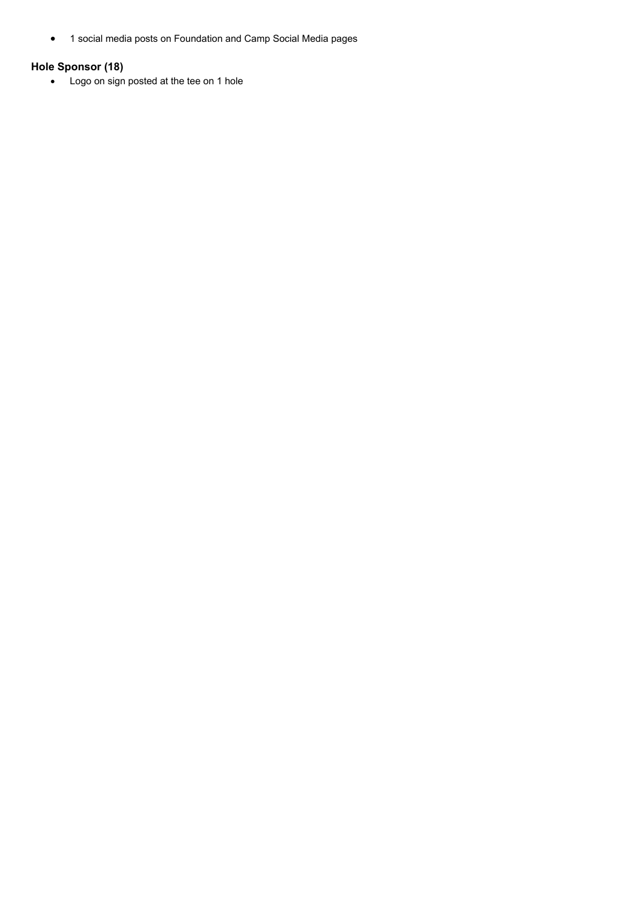- 1 social media posts on Foundation and Camp Social Media pages

### Hole Sponsor (18)

- Logo on sign posted at the tee on 1 hole